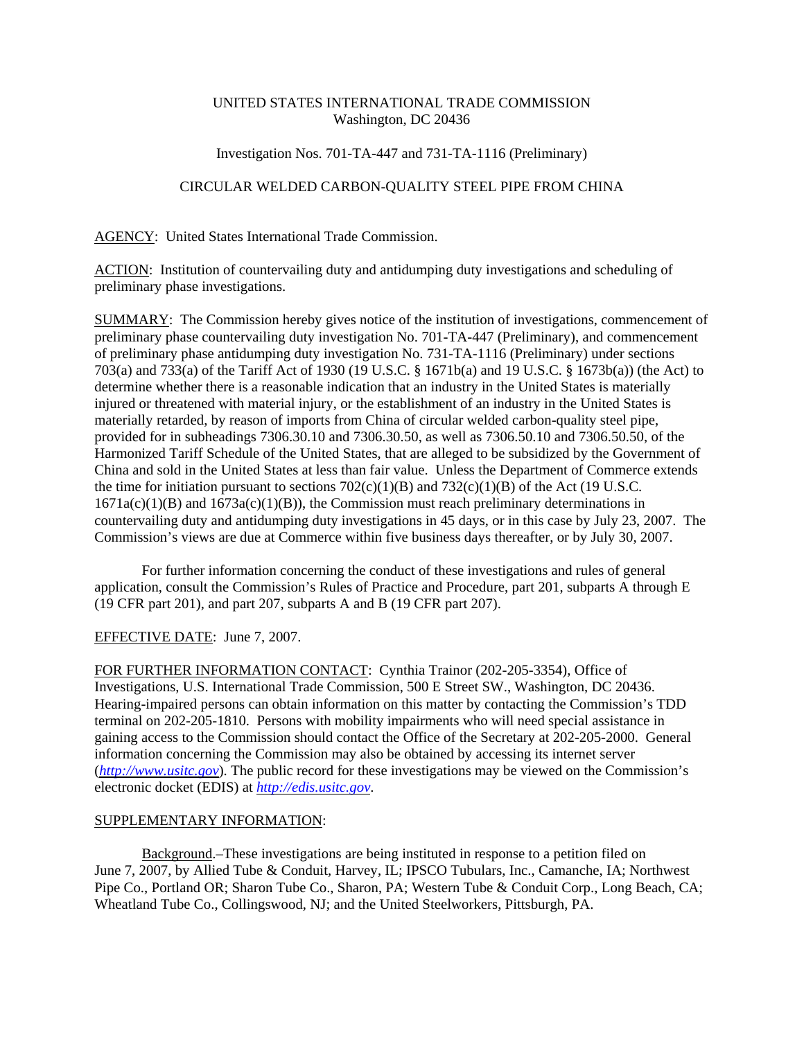UNITED STATES INTERNATIONAL TRADE COMMISSION
Washington, DC 20436

Investigation Nos. 701-TA-447 and 731-TA-1116 (Preliminary)

CIRCULAR WELDED CARBON-QUALITY STEEL PIPE FROM CHINA

AGENCY: United States International Trade Commission.

ACTION: Institution of countervailing duty and antidumping duty investigations and scheduling of preliminary phase investigations.

SUMMARY: The Commission hereby gives notice of the institution of investigations, commencement of preliminary phase countervailing duty investigation No. 701-TA-447 (Preliminary), and commencement of preliminary phase antidumping duty investigation No. 731-TA-1116 (Preliminary) under sections 703(a) and 733(a) of the Tariff Act of 1930 (19 U.S.C. § 1671b(a) and 19 U.S.C. § 1673b(a)) (the Act) to determine whether there is a reasonable indication that an industry in the United States is materially injured or threatened with material injury, or the establishment of an industry in the United States is materially retarded, by reason of imports from China of circular welded carbon-quality steel pipe, provided for in subheadings 7306.30.10 and 7306.30.50, as well as 7306.50.10 and 7306.50.50, of the Harmonized Tariff Schedule of the United States, that are alleged to be subsidized by the Government of China and sold in the United States at less than fair value. Unless the Department of Commerce extends the time for initiation pursuant to sections 702(c)(1)(B) and 732(c)(1)(B) of the Act (19 U.S.C. 1671a(c)(1)(B) and 1673a(c)(1)(B)), the Commission must reach preliminary determinations in countervailing duty and antidumping duty investigations in 45 days, or in this case by July 23, 2007. The Commission's views are due at Commerce within five business days thereafter, or by July 30, 2007.

For further information concerning the conduct of these investigations and rules of general application, consult the Commission's Rules of Practice and Procedure, part 201, subparts A through E (19 CFR part 201), and part 207, subparts A and B (19 CFR part 207).

EFFECTIVE DATE: June 7, 2007.

FOR FURTHER INFORMATION CONTACT: Cynthia Trainor (202-205-3354), Office of Investigations, U.S. International Trade Commission, 500 E Street SW., Washington, DC 20436. Hearing-impaired persons can obtain information on this matter by contacting the Commission's TDD terminal on 202-205-1810. Persons with mobility impairments who will need special assistance in gaining access to the Commission should contact the Office of the Secretary at 202-205-2000. General information concerning the Commission may also be obtained by accessing its internet server (*http://www.usitc.gov*). The public record for these investigations may be viewed on the Commission's electronic docket (EDIS) at *http://edis.usitc.gov*.

SUPPLEMENTARY INFORMATION:

Background.–These investigations are being instituted in response to a petition filed on June 7, 2007, by Allied Tube & Conduit, Harvey, IL; IPSCO Tubulars, Inc., Camanche, IA; Northwest Pipe Co., Portland OR; Sharon Tube Co., Sharon, PA; Western Tube & Conduit Corp., Long Beach, CA; Wheatland Tube Co., Collingswood, NJ; and the United Steelworkers, Pittsburgh, PA.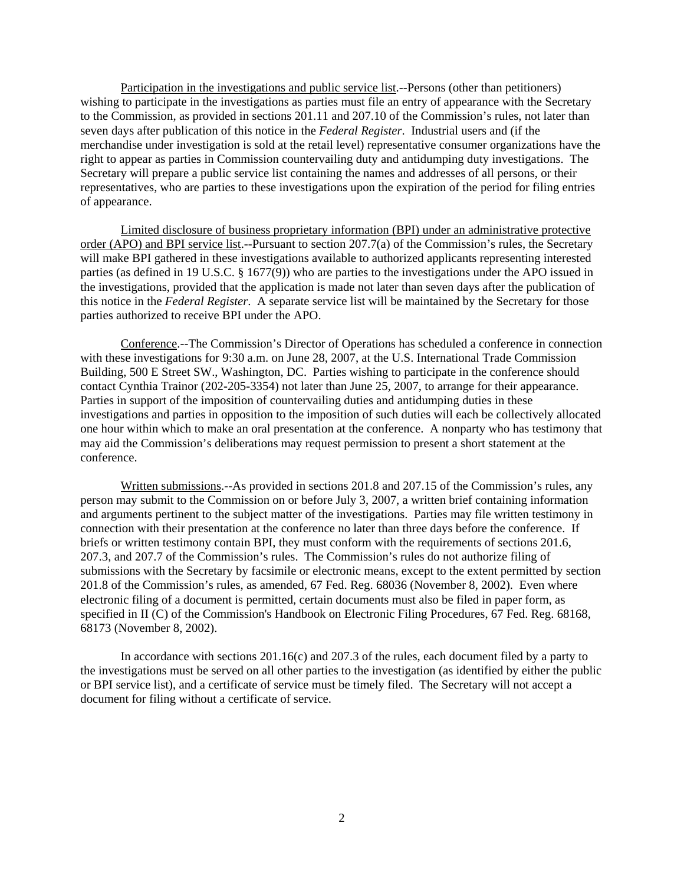Participation in the investigations and public service list.--Persons (other than petitioners) wishing to participate in the investigations as parties must file an entry of appearance with the Secretary to the Commission, as provided in sections 201.11 and 207.10 of the Commission's rules, not later than seven days after publication of this notice in the *Federal Register*. Industrial users and (if the merchandise under investigation is sold at the retail level) representative consumer organizations have the right to appear as parties in Commission countervailing duty and antidumping duty investigations. The Secretary will prepare a public service list containing the names and addresses of all persons, or their representatives, who are parties to these investigations upon the expiration of the period for filing entries of appearance.

Limited disclosure of business proprietary information (BPI) under an administrative protective order (APO) and BPI service list.--Pursuant to section 207.7(a) of the Commission's rules, the Secretary will make BPI gathered in these investigations available to authorized applicants representing interested parties (as defined in 19 U.S.C. § 1677(9)) who are parties to the investigations under the APO issued in the investigations, provided that the application is made not later than seven days after the publication of this notice in the *Federal Register*. A separate service list will be maintained by the Secretary for those parties authorized to receive BPI under the APO.

Conference.--The Commission's Director of Operations has scheduled a conference in connection with these investigations for 9:30 a.m. on June 28, 2007, at the U.S. International Trade Commission Building, 500 E Street SW., Washington, DC. Parties wishing to participate in the conference should contact Cynthia Trainor (202-205-3354) not later than June 25, 2007, to arrange for their appearance. Parties in support of the imposition of countervailing duties and antidumping duties in these investigations and parties in opposition to the imposition of such duties will each be collectively allocated one hour within which to make an oral presentation at the conference. A nonparty who has testimony that may aid the Commission's deliberations may request permission to present a short statement at the conference.

Written submissions.--As provided in sections 201.8 and 207.15 of the Commission's rules, any person may submit to the Commission on or before July 3, 2007, a written brief containing information and arguments pertinent to the subject matter of the investigations. Parties may file written testimony in connection with their presentation at the conference no later than three days before the conference. If briefs or written testimony contain BPI, they must conform with the requirements of sections 201.6, 207.3, and 207.7 of the Commission's rules. The Commission's rules do not authorize filing of submissions with the Secretary by facsimile or electronic means, except to the extent permitted by section 201.8 of the Commission's rules, as amended, 67 Fed. Reg. 68036 (November 8, 2002). Even where electronic filing of a document is permitted, certain documents must also be filed in paper form, as specified in II (C) of the Commission's Handbook on Electronic Filing Procedures, 67 Fed. Reg. 68168, 68173 (November 8, 2002).

In accordance with sections 201.16(c) and 207.3 of the rules, each document filed by a party to the investigations must be served on all other parties to the investigation (as identified by either the public or BPI service list), and a certificate of service must be timely filed. The Secretary will not accept a document for filing without a certificate of service.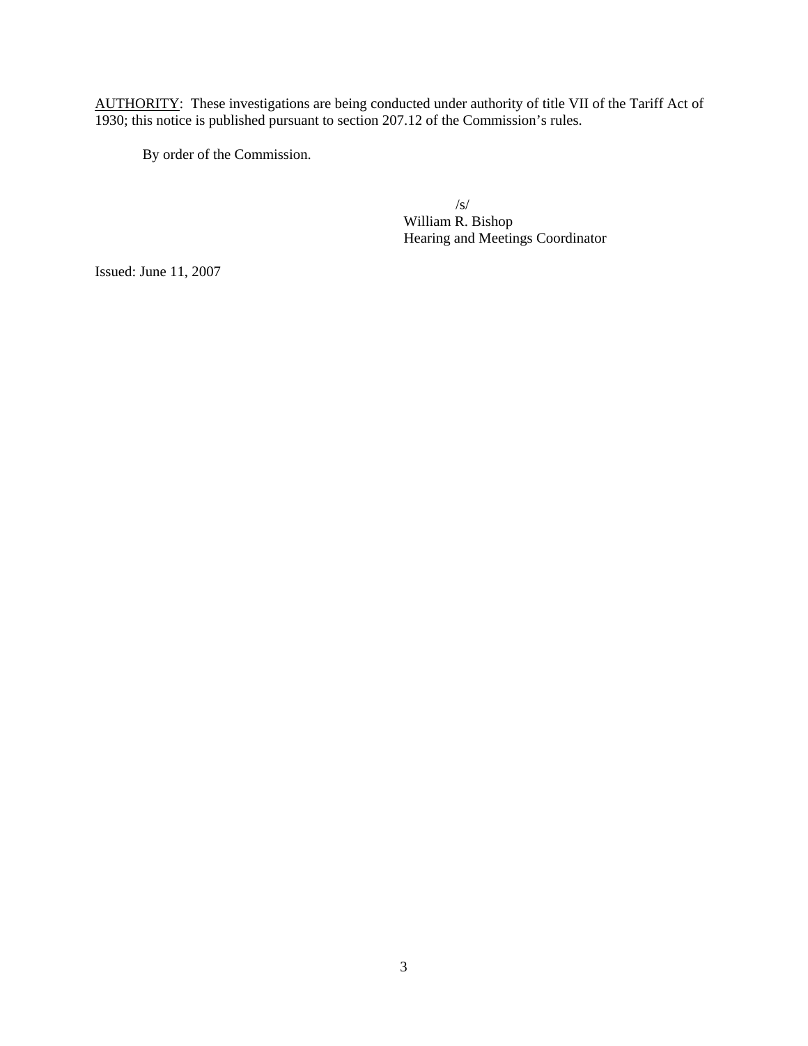<u>AUTHORITY</u>: These investigations are being conducted under authority of title VII of the Tariff Act of 1930; this notice is published pursuant to section 207.12 of the Commission's rules.

By order of the Commission.

/s/
William R. Bishop
Hearing and Meetings Coordinator

Issued: June 11, 2007